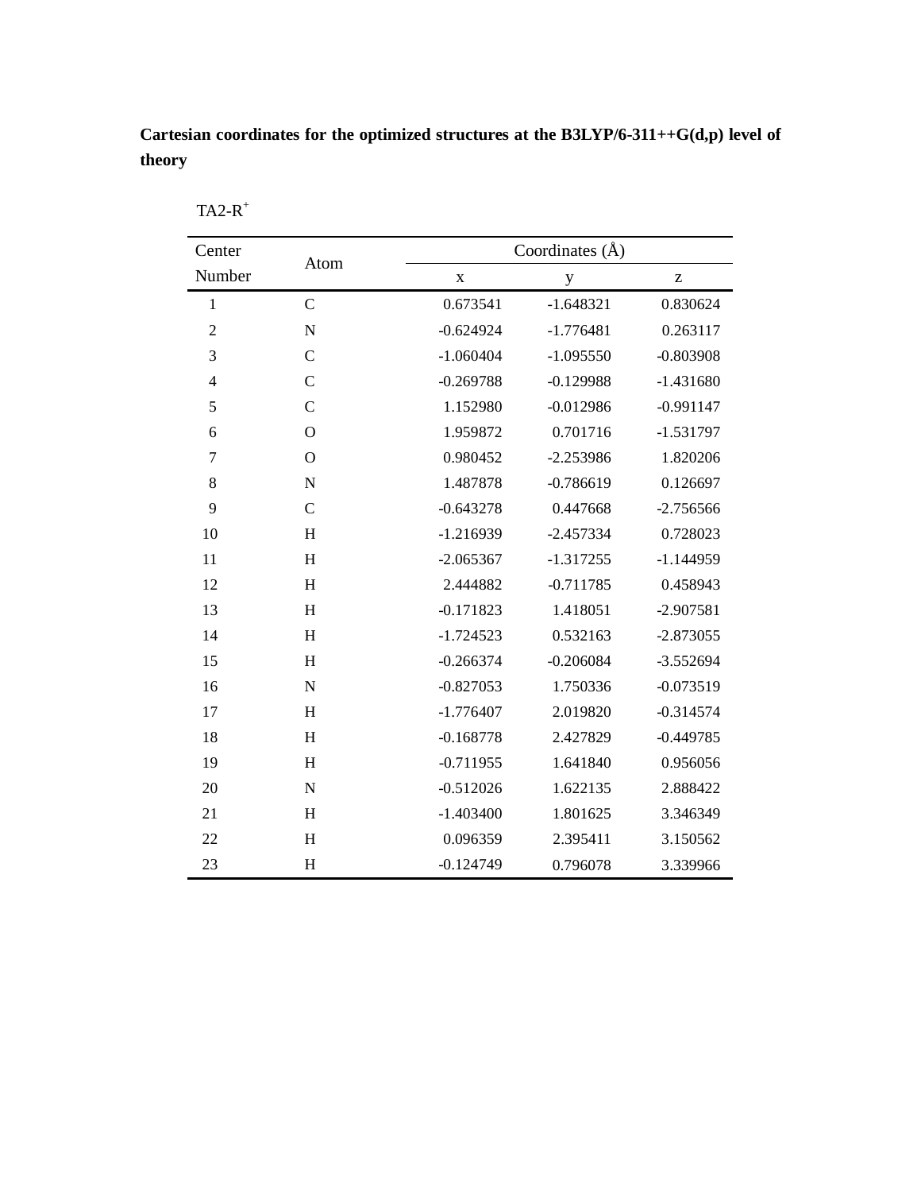**Cartesian coordinates for the optimized structures at the B3LYP/6-311++G(d,p) level of theory**

$TA2\text{-}R^+$

| Center Number | Atom | Coordinates (Å) | | |
|---|---|---|---|---|
| | | x | y | z |
| 1 | C | 0.673541 | -1.648321 | 0.830624 |
| 2 | N | -0.624924 | -1.776481 | 0.263117 |
| 3 | C | -1.060404 | -1.095550 | -0.803908 |
| 4 | C | -0.269788 | -0.129988 | -1.431680 |
| 5 | C | 1.152980 | -0.012986 | -0.991147 |
| 6 | O | 1.959872 | 0.701716 | -1.531797 |
| 7 | O | 0.980452 | -2.253986 | 1.820206 |
| 8 | N | 1.487878 | -0.786619 | 0.126697 |
| 9 | C | -0.643278 | 0.447668 | -2.756566 |
| 10 | H | -1.216939 | -2.457334 | 0.728023 |
| 11 | H | -2.065367 | -1.317255 | -1.144959 |
| 12 | H | 2.444882 | -0.711785 | 0.458943 |
| 13 | H | -0.171823 | 1.418051 | -2.907581 |
| 14 | H | -1.724523 | 0.532163 | -2.873055 |
| 15 | H | -0.266374 | -0.206084 | -3.552694 |
| 16 | N | -0.827053 | 1.750336 | -0.073519 |
| 17 | H | -1.776407 | 2.019820 | -0.314574 |
| 18 | H | -0.168778 | 2.427829 | -0.449785 |
| 19 | H | -0.711955 | 1.641840 | 0.956056 |
| 20 | N | -0.512026 | 1.622135 | 2.888422 |
| 21 | H | -1.403400 | 1.801625 | 3.346349 |
| 22 | H | 0.096359 | 2.395411 | 3.150562 |
| 23 | H | -0.124749 | 0.796078 | 3.339966 |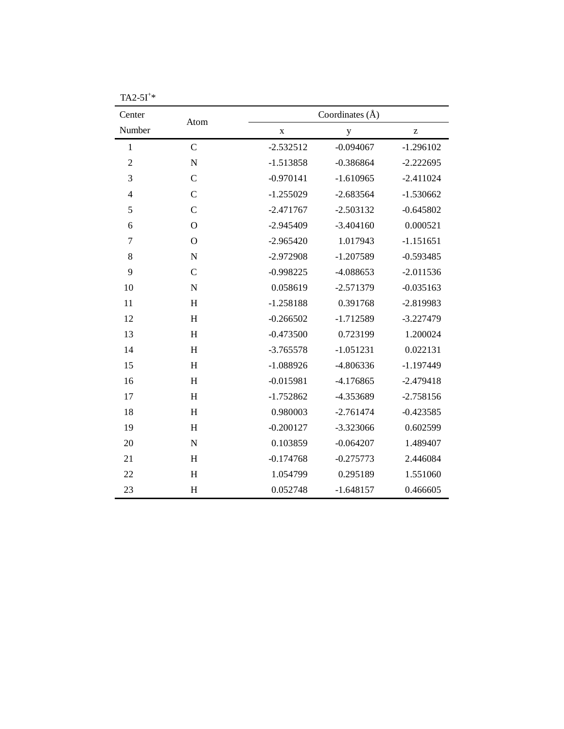TA2-5I$^{+}$*

| Center Number | Atom | Coordinates (Å) | | |
|---|---|---|---|---|
| | | x | y | z |
| 1 | C | -2.532512 | -0.094067 | -1.296102 |
| 2 | N | -1.513858 | -0.386864 | -2.222695 |
| 3 | C | -0.970141 | -1.610965 | -2.411024 |
| 4 | C | -1.255029 | -2.683564 | -1.530662 |
| 5 | C | -2.471767 | -2.503132 | -0.645802 |
| 6 | O | -2.945409 | -3.404160 | 0.000521 |
| 7 | O | -2.965420 | 1.017943 | -1.151651 |
| 8 | N | -2.972908 | -1.207589 | -0.593485 |
| 9 | C | -0.998225 | -4.088653 | -2.011536 |
| 10 | N | 0.058619 | -2.571379 | -0.035163 |
| 11 | H | -1.258188 | 0.391768 | -2.819983 |
| 12 | H | -0.266502 | -1.712589 | -3.227479 |
| 13 | H | -0.473500 | 0.723199 | 1.200024 |
| 14 | H | -3.765578 | -1.051231 | 0.022131 |
| 15 | H | -1.088926 | -4.806336 | -1.197449 |
| 16 | H | -0.015981 | -4.176865 | -2.479418 |
| 17 | H | -1.752862 | -4.353689 | -2.758156 |
| 18 | H | 0.980003 | -2.761474 | -0.423585 |
| 19 | H | -0.200127 | -3.323066 | 0.602599 |
| 20 | N | 0.103859 | -0.064207 | 1.489407 |
| 21 | H | -0.174768 | -0.275773 | 2.446084 |
| 22 | H | 1.054799 | 0.295189 | 1.551060 |
| 23 | H | 0.052748 | -1.648157 | 0.466605 |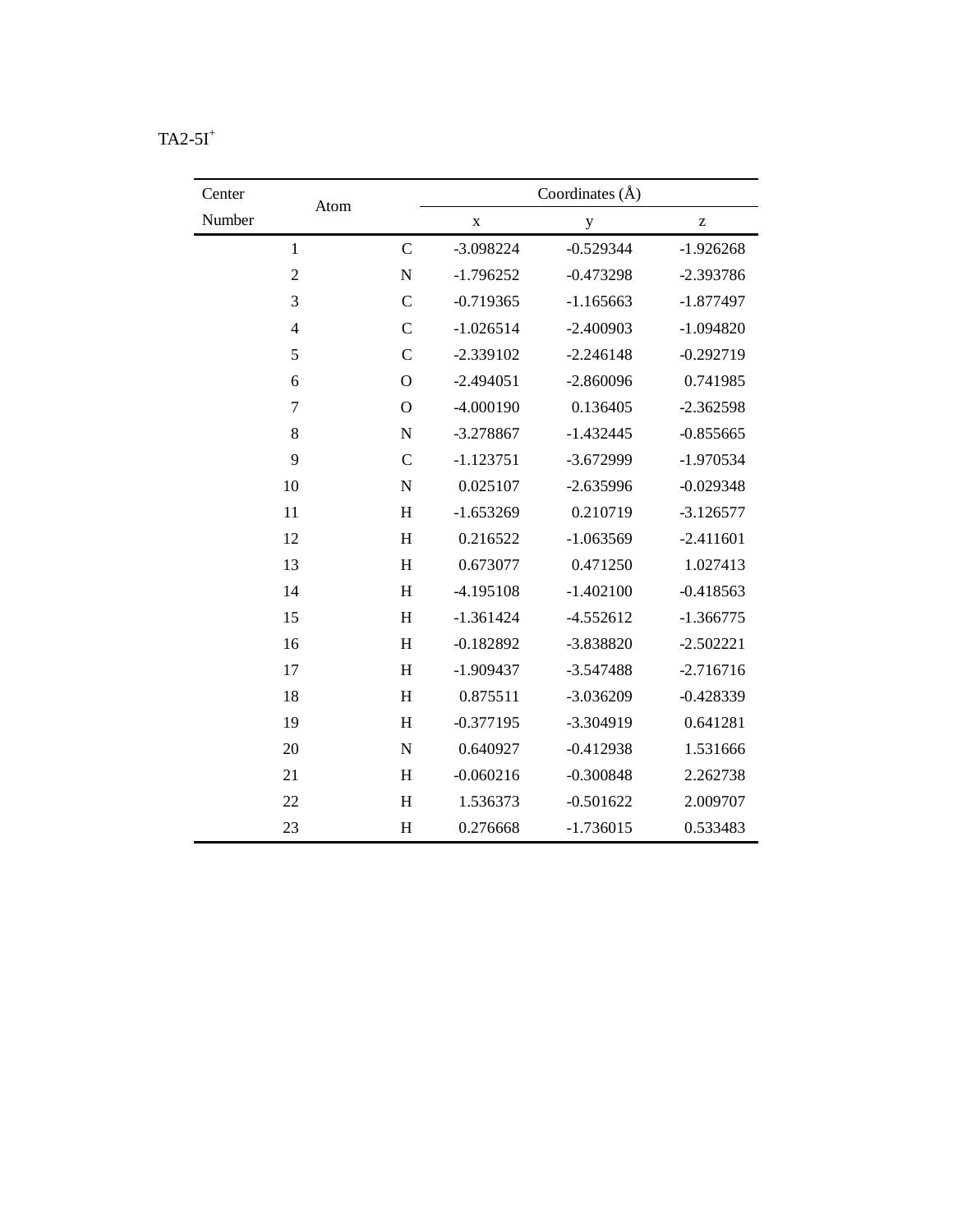TA2-5I$^{+}$

| Center Number | Atom | Coordinates (Å) | | |
|---|---|---|---|---|
| | | x | y | z |
| 1 | C | -3.098224 | -0.529344 | -1.926268 |
| 2 | N | -1.796252 | -0.473298 | -2.393786 |
| 3 | C | -0.719365 | -1.165663 | -1.877497 |
| 4 | C | -1.026514 | -2.400903 | -1.094820 |
| 5 | C | -2.339102 | -2.246148 | -0.292719 |
| 6 | O | -2.494051 | -2.860096 | 0.741985 |
| 7 | O | -4.000190 | 0.136405 | -2.362598 |
| 8 | N | -3.278867 | -1.432445 | -0.855665 |
| 9 | C | -1.123751 | -3.672999 | -1.970534 |
| 10 | N | 0.025107 | -2.635996 | -0.029348 |
| 11 | H | -1.653269 | 0.210719 | -3.126577 |
| 12 | H | 0.216522 | -1.063569 | -2.411601 |
| 13 | H | 0.673077 | 0.471250 | 1.027413 |
| 14 | H | -4.195108 | -1.402100 | -0.418563 |
| 15 | H | -1.361424 | -4.552612 | -1.366775 |
| 16 | H | -0.182892 | -3.838820 | -2.502221 |
| 17 | H | -1.909437 | -3.547488 | -2.716716 |
| 18 | H | 0.875511 | -3.036209 | -0.428339 |
| 19 | H | -0.377195 | -3.304919 | 0.641281 |
| 20 | N | 0.640927 | -0.412938 | 1.531666 |
| 21 | H | -0.060216 | -0.300848 | 2.262738 |
| 22 | H | 1.536373 | -0.501622 | 2.009707 |
| 23 | H | 0.276668 | -1.736015 | 0.533483 |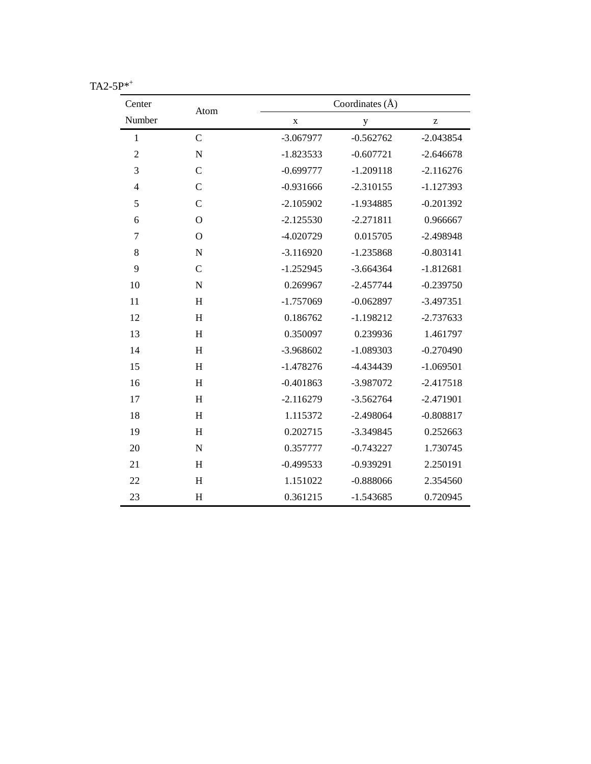TA2-5P*$^{+}$

| Center Number | Atom | Coordinates (Å) | | |
|---|---|---|---|---|
| | | x | y | z |
| 1 | C | -3.067977 | -0.562762 | -2.043854 |
| 2 | N | -1.823533 | -0.607721 | -2.646678 |
| 3 | C | -0.699777 | -1.209118 | -2.116276 |
| 4 | C | -0.931666 | -2.310155 | -1.127393 |
| 5 | C | -2.105902 | -1.934885 | -0.201392 |
| 6 | O | -2.125530 | -2.271811 | 0.966667 |
| 7 | O | -4.020729 | 0.015705 | -2.498948 |
| 8 | N | -3.116920 | -1.235868 | -0.803141 |
| 9 | C | -1.252945 | -3.664364 | -1.812681 |
| 10 | N | 0.269967 | -2.457744 | -0.239750 |
| 11 | H | -1.757069 | -0.062897 | -3.497351 |
| 12 | H | 0.186762 | -1.198212 | -2.737633 |
| 13 | H | 0.350097 | 0.239936 | 1.461797 |
| 14 | H | -3.968602 | -1.089303 | -0.270490 |
| 15 | H | -1.478276 | -4.434439 | -1.069501 |
| 16 | H | -0.401863 | -3.987072 | -2.417518 |
| 17 | H | -2.116279 | -3.562764 | -2.471901 |
| 18 | H | 1.115372 | -2.498064 | -0.808817 |
| 19 | H | 0.202715 | -3.349845 | 0.252663 |
| 20 | N | 0.357777 | -0.743227 | 1.730745 |
| 21 | H | -0.499533 | -0.939291 | 2.250191 |
| 22 | H | 1.151022 | -0.888066 | 2.354560 |
| 23 | H | 0.361215 | -1.543685 | 0.720945 |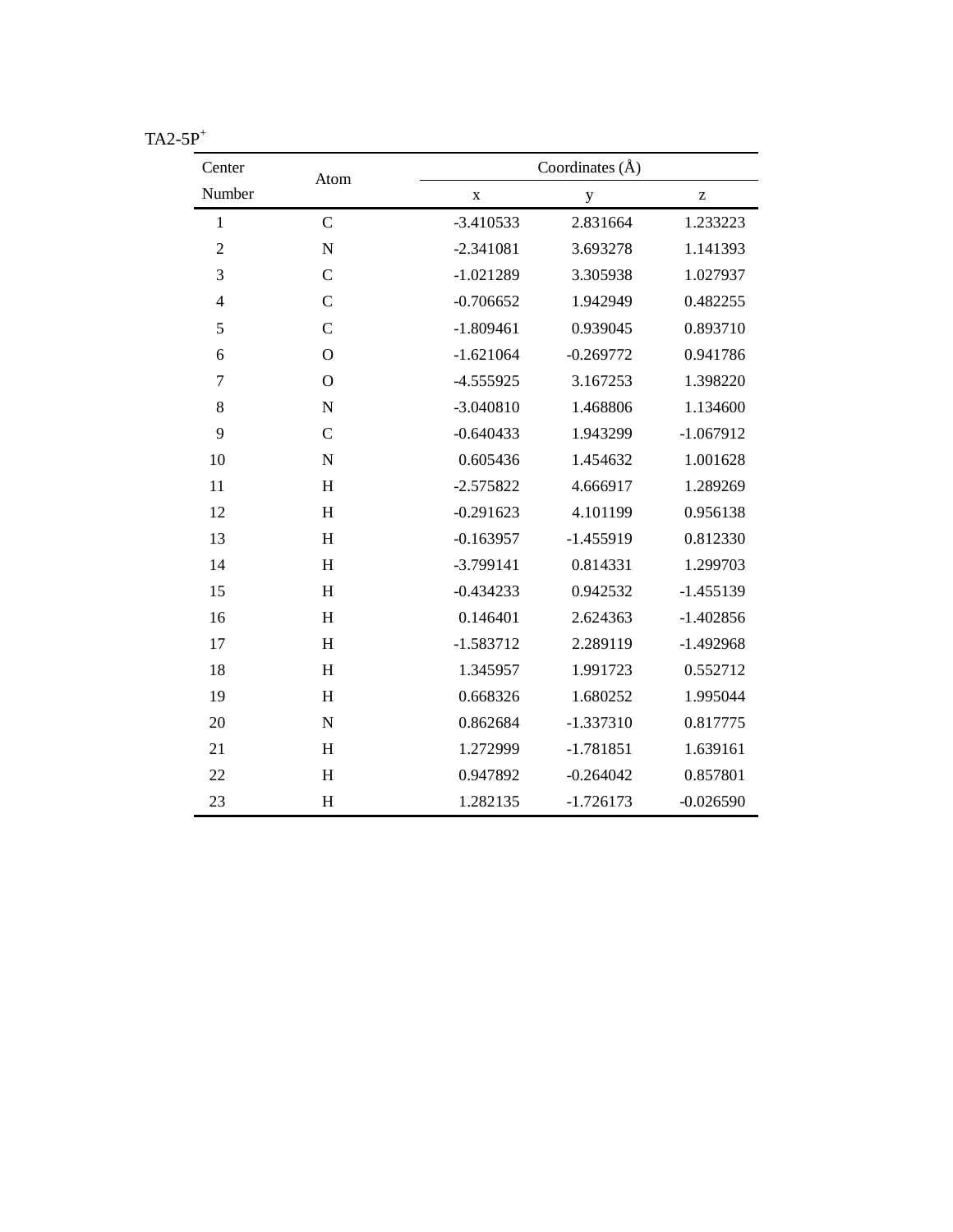TA2-5P$^{+}$

| Center Number | Atom | Coordinates (Å) | | |
|---|---|---|---|---|
| | | x | y | z |
| 1 | C | -3.410533 | 2.831664 | 1.233223 |
| 2 | N | -2.341081 | 3.693278 | 1.141393 |
| 3 | C | -1.021289 | 3.305938 | 1.027937 |
| 4 | C | -0.706652 | 1.942949 | 0.482255 |
| 5 | C | -1.809461 | 0.939045 | 0.893710 |
| 6 | O | -1.621064 | -0.269772 | 0.941786 |
| 7 | O | -4.555925 | 3.167253 | 1.398220 |
| 8 | N | -3.040810 | 1.468806 | 1.134600 |
| 9 | C | -0.640433 | 1.943299 | -1.067912 |
| 10 | N | 0.605436 | 1.454632 | 1.001628 |
| 11 | H | -2.575822 | 4.666917 | 1.289269 |
| 12 | H | -0.291623 | 4.101199 | 0.956138 |
| 13 | H | -0.163957 | -1.455919 | 0.812330 |
| 14 | H | -3.799141 | 0.814331 | 1.299703 |
| 15 | H | -0.434233 | 0.942532 | -1.455139 |
| 16 | H | 0.146401 | 2.624363 | -1.402856 |
| 17 | H | -1.583712 | 2.289119 | -1.492968 |
| 18 | H | 1.345957 | 1.991723 | 0.552712 |
| 19 | H | 0.668326 | 1.680252 | 1.995044 |
| 20 | N | 0.862684 | -1.337310 | 0.817775 |
| 21 | H | 1.272999 | -1.781851 | 1.639161 |
| 22 | H | 0.947892 | -0.264042 | 0.857801 |
| 23 | H | 1.282135 | -1.726173 | -0.026590 |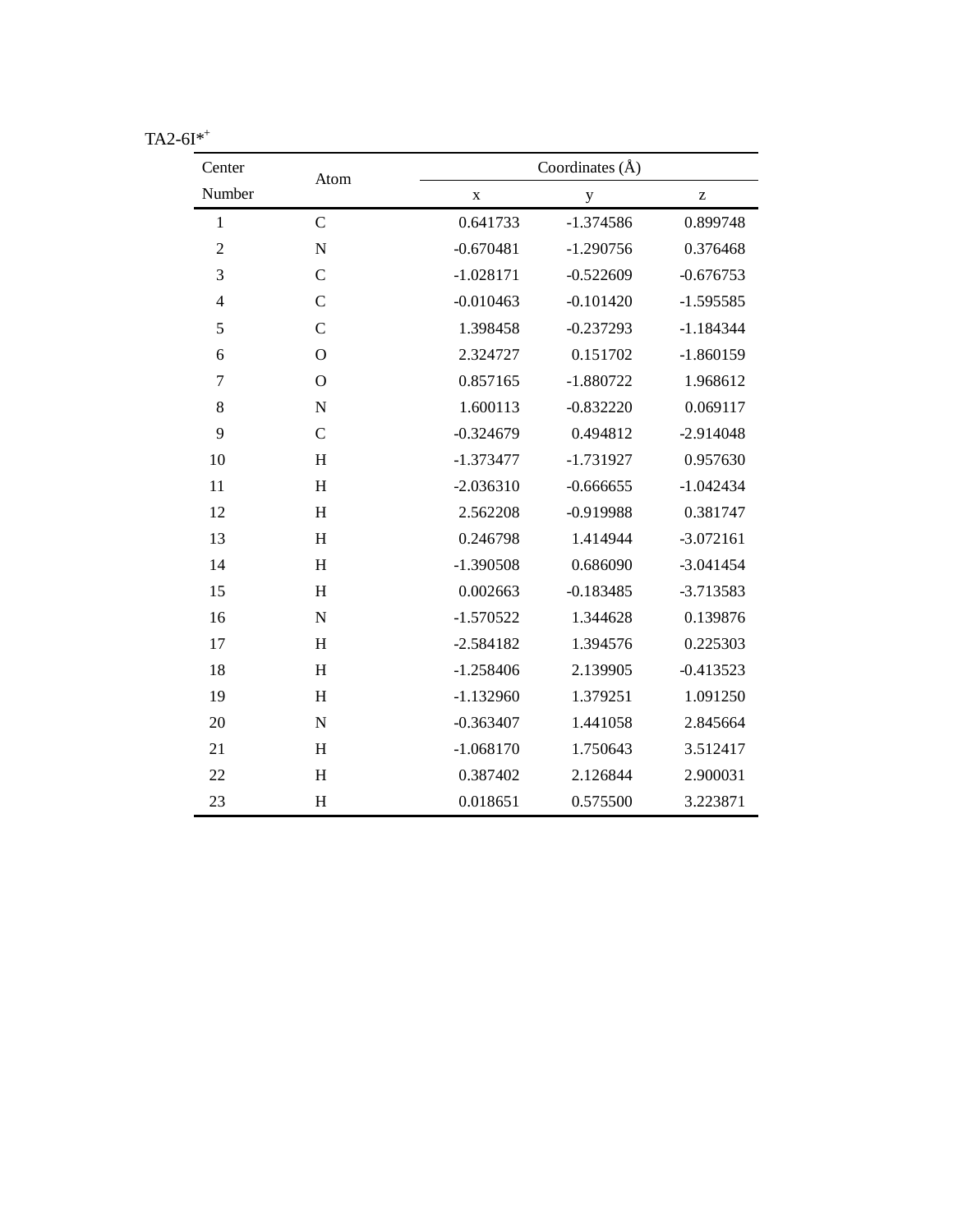TA2-6I*$^{+}$

| Center Number | Atom | Coordinates (Å) | | |
|---|---|---|---|---|
| | | x | y | z |
| 1 | C | 0.641733 | -1.374586 | 0.899748 |
| 2 | N | -0.670481 | -1.290756 | 0.376468 |
| 3 | C | -1.028171 | -0.522609 | -0.676753 |
| 4 | C | -0.010463 | -0.101420 | -1.595585 |
| 5 | C | 1.398458 | -0.237293 | -1.184344 |
| 6 | O | 2.324727 | 0.151702 | -1.860159 |
| 7 | O | 0.857165 | -1.880722 | 1.968612 |
| 8 | N | 1.600113 | -0.832220 | 0.069117 |
| 9 | C | -0.324679 | 0.494812 | -2.914048 |
| 10 | H | -1.373477 | -1.731927 | 0.957630 |
| 11 | H | -2.036310 | -0.666655 | -1.042434 |
| 12 | H | 2.562208 | -0.919988 | 0.381747 |
| 13 | H | 0.246798 | 1.414944 | -3.072161 |
| 14 | H | -1.390508 | 0.686090 | -3.041454 |
| 15 | H | 0.002663 | -0.183485 | -3.713583 |
| 16 | N | -1.570522 | 1.344628 | 0.139876 |
| 17 | H | -2.584182 | 1.394576 | 0.225303 |
| 18 | H | -1.258406 | 2.139905 | -0.413523 |
| 19 | H | -1.132960 | 1.379251 | 1.091250 |
| 20 | N | -0.363407 | 1.441058 | 2.845664 |
| 21 | H | -1.068170 | 1.750643 | 3.512417 |
| 22 | H | 0.387402 | 2.126844 | 2.900031 |
| 23 | H | 0.018651 | 0.575500 | 3.223871 |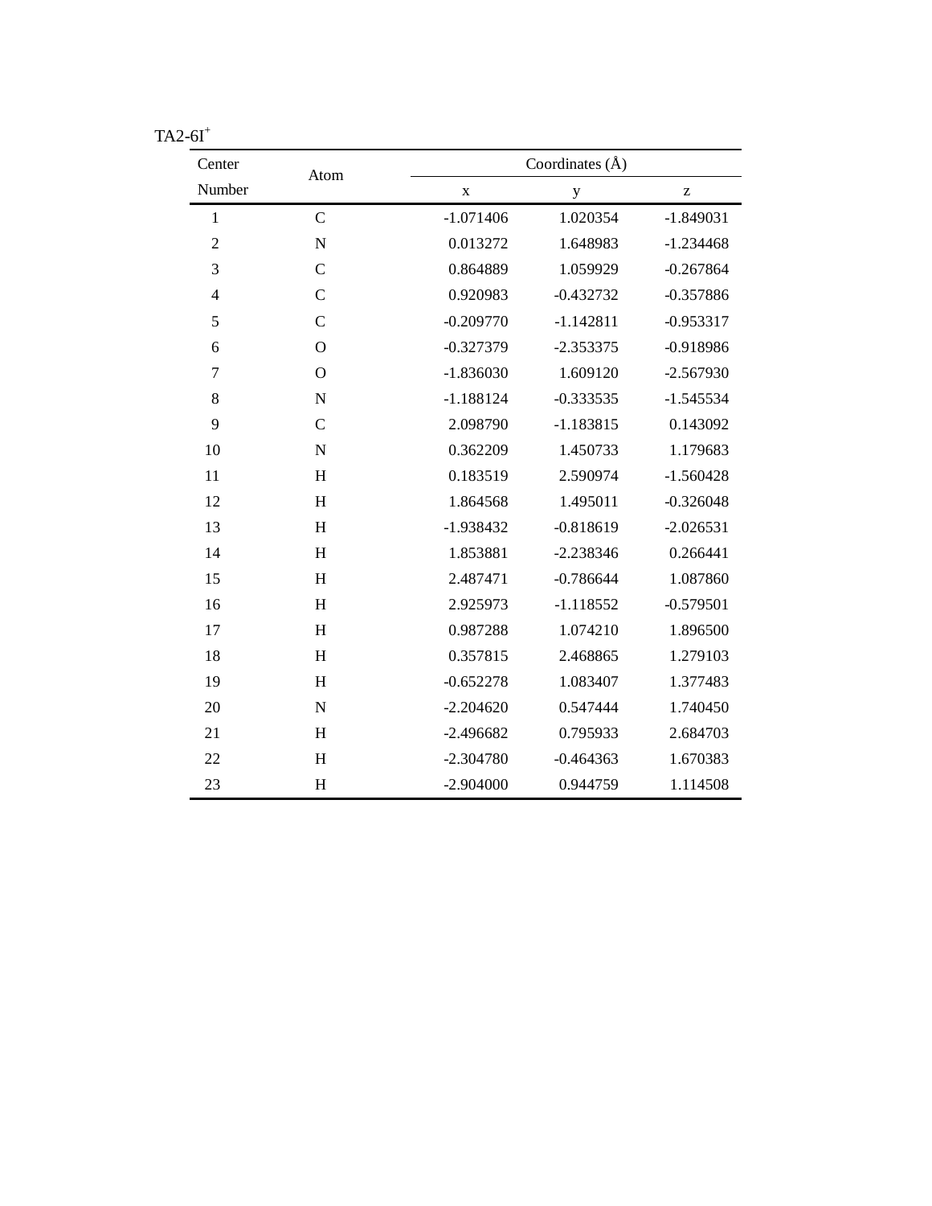TA2-6I$^{+}$

| Center Number | Atom | Coordinates (Å) | | |
|---|---|---|---|---|
| | | x | y | z |
| 1 | C | -1.071406 | 1.020354 | -1.849031 |
| 2 | N | 0.013272 | 1.648983 | -1.234468 |
| 3 | C | 0.864889 | 1.059929 | -0.267864 |
| 4 | C | 0.920983 | -0.432732 | -0.357886 |
| 5 | C | -0.209770 | -1.142811 | -0.953317 |
| 6 | O | -0.327379 | -2.353375 | -0.918986 |
| 7 | O | -1.836030 | 1.609120 | -2.567930 |
| 8 | N | -1.188124 | -0.333535 | -1.545534 |
| 9 | C | 2.098790 | -1.183815 | 0.143092 |
| 10 | N | 0.362209 | 1.450733 | 1.179683 |
| 11 | H | 0.183519 | 2.590974 | -1.560428 |
| 12 | H | 1.864568 | 1.495011 | -0.326048 |
| 13 | H | -1.938432 | -0.818619 | -2.026531 |
| 14 | H | 1.853881 | -2.238346 | 0.266441 |
| 15 | H | 2.487471 | -0.786644 | 1.087860 |
| 16 | H | 2.925973 | -1.118552 | -0.579501 |
| 17 | H | 0.987288 | 1.074210 | 1.896500 |
| 18 | H | 0.357815 | 2.468865 | 1.279103 |
| 19 | H | -0.652278 | 1.083407 | 1.377483 |
| 20 | N | -2.204620 | 0.547444 | 1.740450 |
| 21 | H | -2.496682 | 0.795933 | 2.684703 |
| 22 | H | -2.304780 | -0.464363 | 1.670383 |
| 23 | H | -2.904000 | 0.944759 | 1.114508 |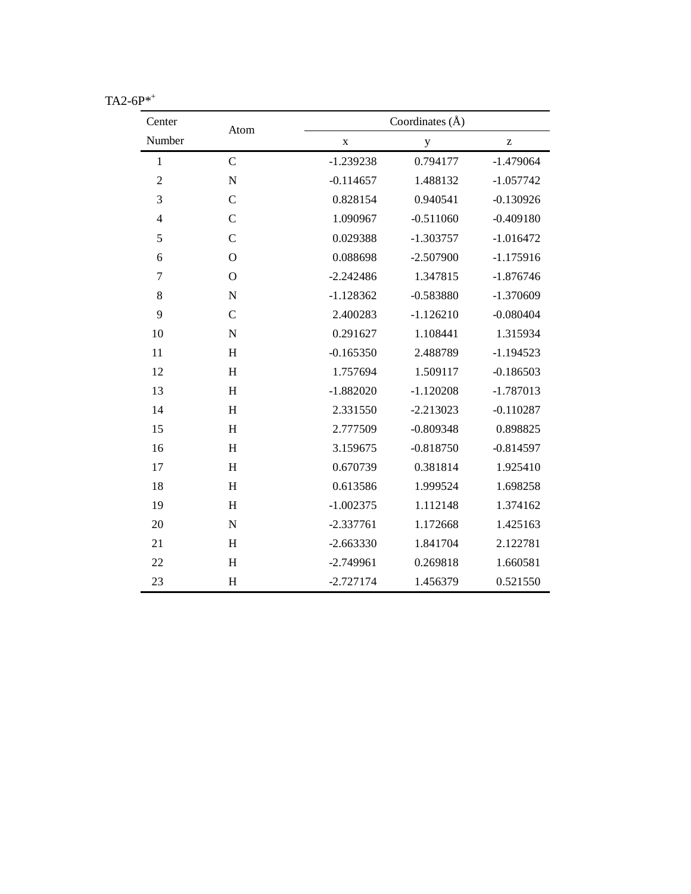TA2-6P*$^{+}$

| Center Number | Atom | Coordinates (Å) | | |
|---|---|---|---|---|
| | | x | y | z |
| 1 | C | -1.239238 | 0.794177 | -1.479064 |
| 2 | N | -0.114657 | 1.488132 | -1.057742 |
| 3 | C | 0.828154 | 0.940541 | -0.130926 |
| 4 | C | 1.090967 | -0.511060 | -0.409180 |
| 5 | C | 0.029388 | -1.303757 | -1.016472 |
| 6 | O | 0.088698 | -2.507900 | -1.175916 |
| 7 | O | -2.242486 | 1.347815 | -1.876746 |
| 8 | N | -1.128362 | -0.583880 | -1.370609 |
| 9 | C | 2.400283 | -1.126210 | -0.080404 |
| 10 | N | 0.291627 | 1.108441 | 1.315934 |
| 11 | H | -0.165350 | 2.488789 | -1.194523 |
| 12 | H | 1.757694 | 1.509117 | -0.186503 |
| 13 | H | -1.882020 | -1.120208 | -1.787013 |
| 14 | H | 2.331550 | -2.213023 | -0.110287 |
| 15 | H | 2.777509 | -0.809348 | 0.898825 |
| 16 | H | 3.159675 | -0.818750 | -0.814597 |
| 17 | H | 0.670739 | 0.381814 | 1.925410 |
| 18 | H | 0.613586 | 1.999524 | 1.698258 |
| 19 | H | -1.002375 | 1.112148 | 1.374162 |
| 20 | N | -2.337761 | 1.172668 | 1.425163 |
| 21 | H | -2.663330 | 1.841704 | 2.122781 |
| 22 | H | -2.749961 | 0.269818 | 1.660581 |
| 23 | H | -2.727174 | 1.456379 | 0.521550 |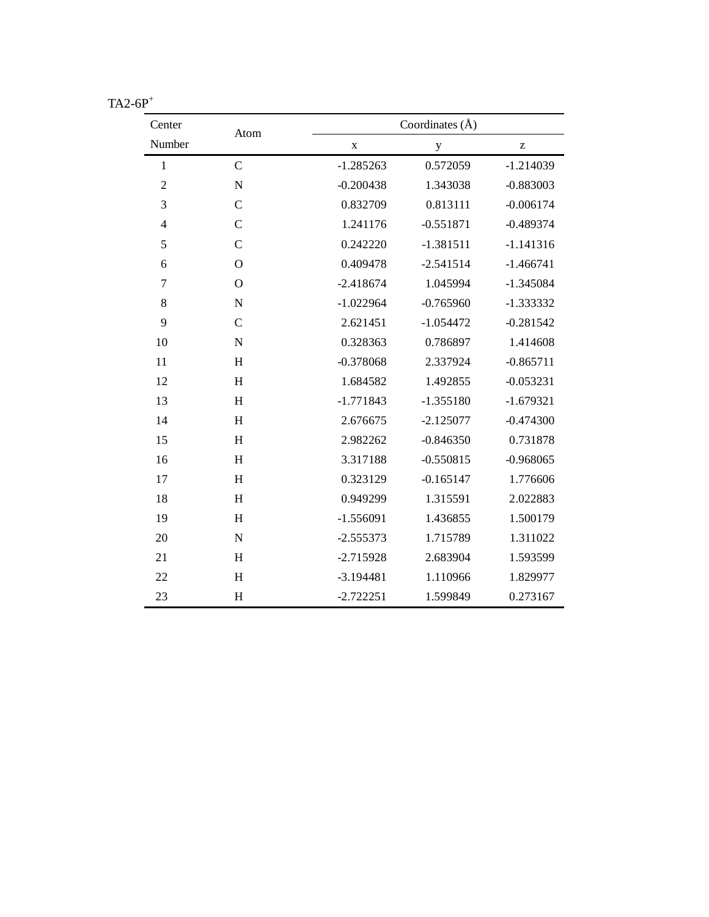TA2-6P$^{+}$

| Center Number | Atom | Coordinates (Å) | | |
|---|---|---|---|---|
| | | x | y | z |
| 1 | C | -1.285263 | 0.572059 | -1.214039 |
| 2 | N | -0.200438 | 1.343038 | -0.883003 |
| 3 | C | 0.832709 | 0.813111 | -0.006174 |
| 4 | C | 1.241176 | -0.551871 | -0.489374 |
| 5 | C | 0.242220 | -1.381511 | -1.141316 |
| 6 | O | 0.409478 | -2.541514 | -1.466741 |
| 7 | O | -2.418674 | 1.045994 | -1.345084 |
| 8 | N | -1.022964 | -0.765960 | -1.333332 |
| 9 | C | 2.621451 | -1.054472 | -0.281542 |
| 10 | N | 0.328363 | 0.786897 | 1.414608 |
| 11 | H | -0.378068 | 2.337924 | -0.865711 |
| 12 | H | 1.684582 | 1.492855 | -0.053231 |
| 13 | H | -1.771843 | -1.355180 | -1.679321 |
| 14 | H | 2.676675 | -2.125077 | -0.474300 |
| 15 | H | 2.982262 | -0.846350 | 0.731878 |
| 16 | H | 3.317188 | -0.550815 | -0.968065 |
| 17 | H | 0.323129 | -0.165147 | 1.776606 |
| 18 | H | 0.949299 | 1.315591 | 2.022883 |
| 19 | H | -1.556091 | 1.436855 | 1.500179 |
| 20 | N | -2.555373 | 1.715789 | 1.311022 |
| 21 | H | -2.715928 | 2.683904 | 1.593599 |
| 22 | H | -3.194481 | 1.110966 | 1.829977 |
| 23 | H | -2.722251 | 1.599849 | 0.273167 |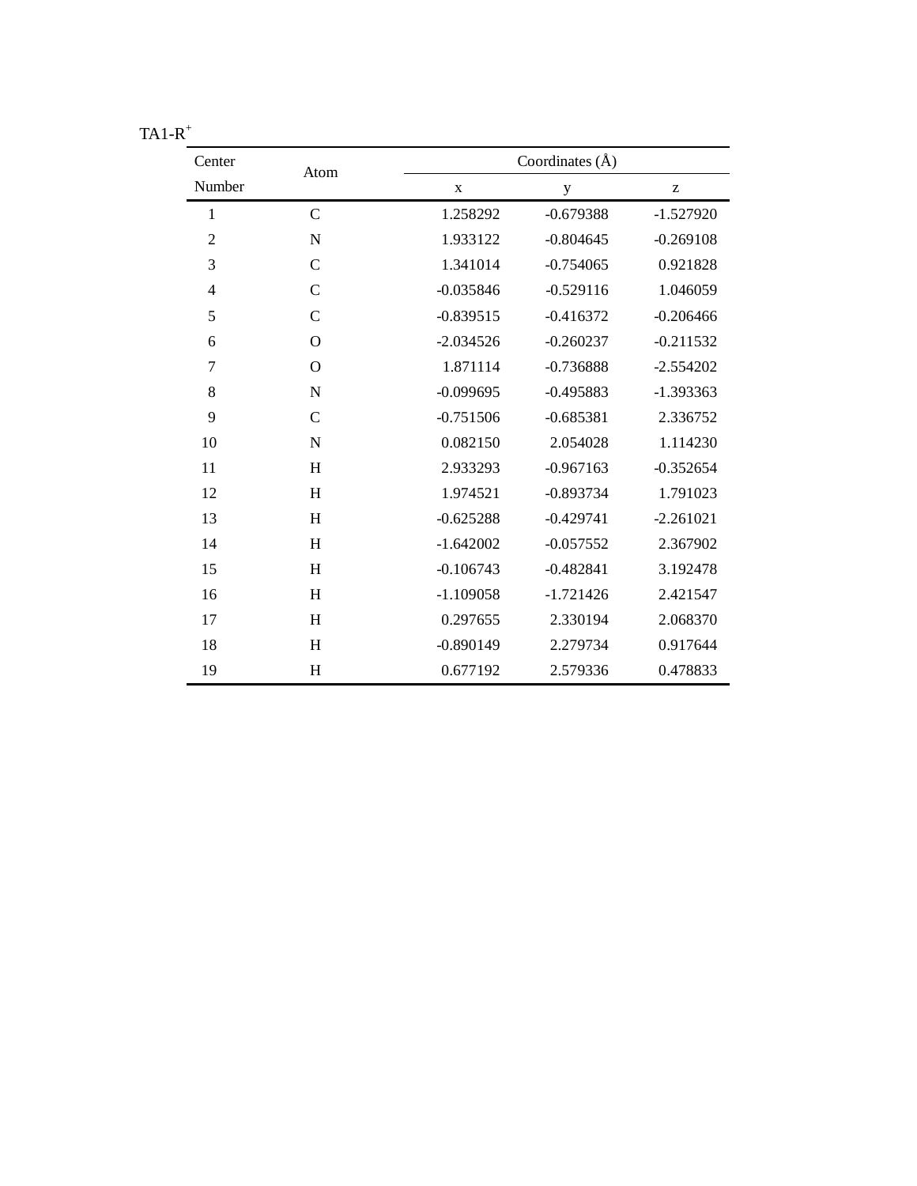TA1-$R^+$

| Center Number | Atom | Coordinates (Å) | | |
|---|---|---|---|---|
| | | x | y | z |
| 1 | C | 1.258292 | -0.679388 | -1.527920 |
| 2 | N | 1.933122 | -0.804645 | -0.269108 |
| 3 | C | 1.341014 | -0.754065 | 0.921828 |
| 4 | C | -0.035846 | -0.529116 | 1.046059 |
| 5 | C | -0.839515 | -0.416372 | -0.206466 |
| 6 | O | -2.034526 | -0.260237 | -0.211532 |
| 7 | O | 1.871114 | -0.736888 | -2.554202 |
| 8 | N | -0.099695 | -0.495883 | -1.393363 |
| 9 | C | -0.751506 | -0.685381 | 2.336752 |
| 10 | N | 0.082150 | 2.054028 | 1.114230 |
| 11 | H | 2.933293 | -0.967163 | -0.352654 |
| 12 | H | 1.974521 | -0.893734 | 1.791023 |
| 13 | H | -0.625288 | -0.429741 | -2.261021 |
| 14 | H | -1.642002 | -0.057552 | 2.367902 |
| 15 | H | -0.106743 | -0.482841 | 3.192478 |
| 16 | H | -1.109058 | -1.721426 | 2.421547 |
| 17 | H | 0.297655 | 2.330194 | 2.068370 |
| 18 | H | -0.890149 | 2.279734 | 0.917644 |
| 19 | H | 0.677192 | 2.579336 | 0.478833 |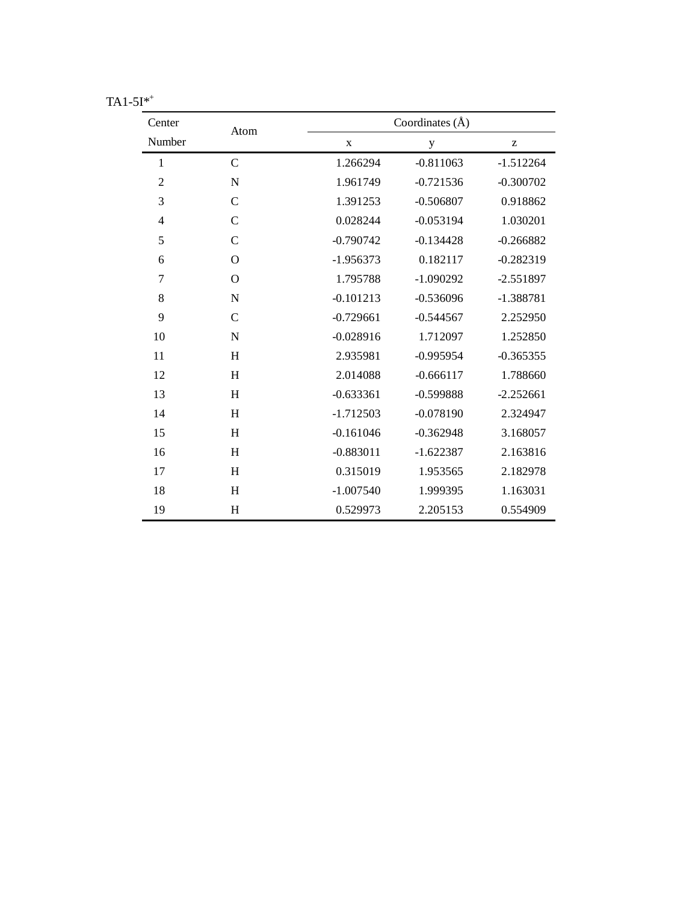TA1-5I*$^{+}$

| Center Number | Atom | Coordinates (Å) | | |
|---|---|---|---|---|
| | | x | y | z |
| 1 | C | 1.266294 | -0.811063 | -1.512264 |
| 2 | N | 1.961749 | -0.721536 | -0.300702 |
| 3 | C | 1.391253 | -0.506807 | 0.918862 |
| 4 | C | 0.028244 | -0.053194 | 1.030201 |
| 5 | C | -0.790742 | -0.134428 | -0.266882 |
| 6 | O | -1.956373 | 0.182117 | -0.282319 |
| 7 | O | 1.795788 | -1.090292 | -2.551897 |
| 8 | N | -0.101213 | -0.536096 | -1.388781 |
| 9 | C | -0.729661 | -0.544567 | 2.252950 |
| 10 | N | -0.028916 | 1.712097 | 1.252850 |
| 11 | H | 2.935981 | -0.995954 | -0.365355 |
| 12 | H | 2.014088 | -0.666117 | 1.788660 |
| 13 | H | -0.633361 | -0.599888 | -2.252661 |
| 14 | H | -1.712503 | -0.078190 | 2.324947 |
| 15 | H | -0.161046 | -0.362948 | 3.168057 |
| 16 | H | -0.883011 | -1.622387 | 2.163816 |
| 17 | H | 0.315019 | 1.953565 | 2.182978 |
| 18 | H | -1.007540 | 1.999395 | 1.163031 |
| 19 | H | 0.529973 | 2.205153 | 0.554909 |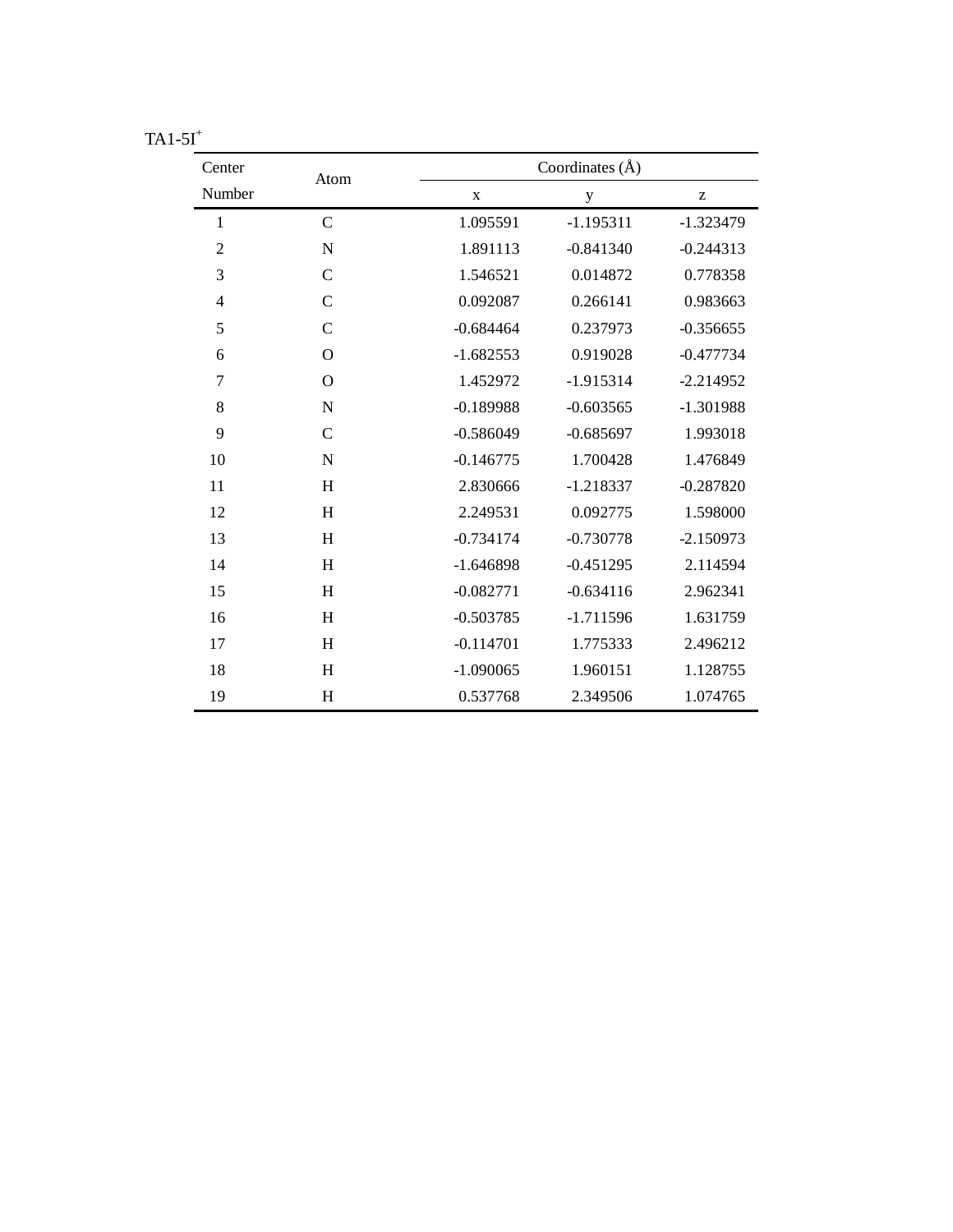TA1-5I$^{+}$

| Center Number | Atom | Coordinates (Å) | | |
|---|---|---|---|---|
| | | x | y | z |
| 1 | C | 1.095591 | -1.195311 | -1.323479 |
| 2 | N | 1.891113 | -0.841340 | -0.244313 |
| 3 | C | 1.546521 | 0.014872 | 0.778358 |
| 4 | C | 0.092087 | 0.266141 | 0.983663 |
| 5 | C | -0.684464 | 0.237973 | -0.356655 |
| 6 | O | -1.682553 | 0.919028 | -0.477734 |
| 7 | O | 1.452972 | -1.915314 | -2.214952 |
| 8 | N | -0.189988 | -0.603565 | -1.301988 |
| 9 | C | -0.586049 | -0.685697 | 1.993018 |
| 10 | N | -0.146775 | 1.700428 | 1.476849 |
| 11 | H | 2.830666 | -1.218337 | -0.287820 |
| 12 | H | 2.249531 | 0.092775 | 1.598000 |
| 13 | H | -0.734174 | -0.730778 | -2.150973 |
| 14 | H | -1.646898 | -0.451295 | 2.114594 |
| 15 | H | -0.082771 | -0.634116 | 2.962341 |
| 16 | H | -0.503785 | -1.711596 | 1.631759 |
| 17 | H | -0.114701 | 1.775333 | 2.496212 |
| 18 | H | -1.090065 | 1.960151 | 1.128755 |
| 19 | H | 0.537768 | 2.349506 | 1.074765 |